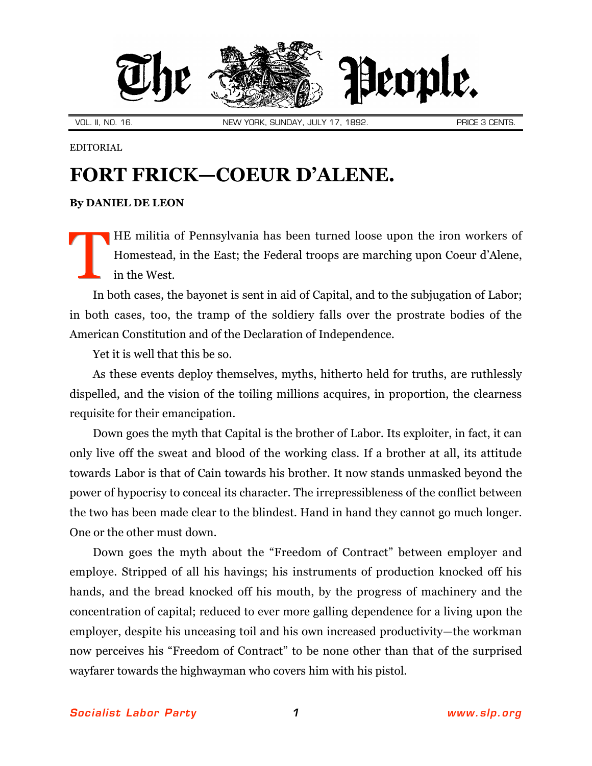# The People.

VOL. II, NO. 16. NEW YORK, SUNDAY, JULY 17, 1892. PRICE 3 CENTS.

EDITORIAL

## FORT FRICK—COEUR D'ALENE.

**By DANIEL DE LEON**

THE militia of Pennsylvania has been turned loose upon the iron workers of Homestead, in the East; the Federal troops are marching upon Coeur d'Alene, in the West.

In both cases, the bayonet is sent in aid of Capital, and to the subjugation of Labor; in both cases, too, the tramp of the soldiery falls over the prostrate bodies of the American Constitution and of the Declaration of Independence.

Yet it is well that this be so.

As these events deploy themselves, myths, hitherto held for truths, are ruthlessly dispelled, and the vision of the toiling millions acquires, in proportion, the clearness requisite for their emancipation.

Down goes the myth that Capital is the brother of Labor. Its exploiter, in fact, it can only live off the sweat and blood of the working class. If a brother at all, its attitude towards Labor is that of Cain towards his brother. It now stands unmasked beyond the power of hypocrisy to conceal its character. The irrepressibleness of the conflict between the two has been made clear to the blindest. Hand in hand they cannot go much longer. One or the other must down.

Down goes the myth about the "Freedom of Contract" between employer and employe. Stripped of all his havings; his instruments of production knocked off his hands, and the bread knocked off his mouth, by the progress of machinery and the concentration of capital; reduced to ever more galling dependence for a living upon the employer, despite his unceasing toil and his own increased productivity—the workman now perceives his "Freedom of Contract" to be none other than that of the surprised wayfarer towards the highwayman who covers him with his pistol.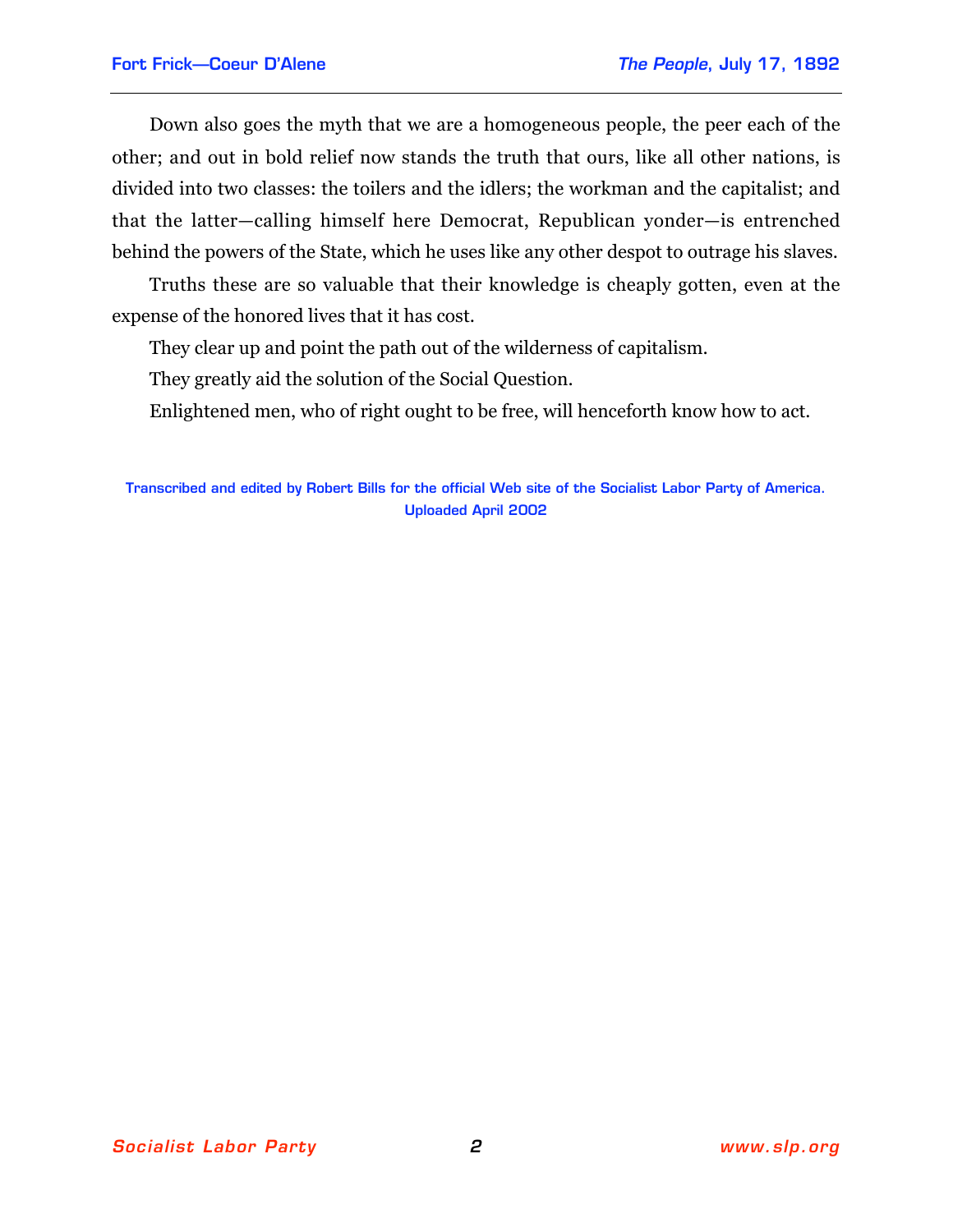Down also goes the myth that we are a homogeneous people, the peer each of the other; and out in bold relief now stands the truth that ours, like all other nations, is divided into two classes: the toilers and the idlers; the workman and the capitalist; and that the latter—calling himself here Democrat, Republican yonder—is entrenched behind the powers of the State, which he uses like any other despot to outrage his slaves.

Truths these are so valuable that their knowledge is cheaply gotten, even at the expense of the honored lives that it has cost.

They clear up and point the path out of the wilderness of capitalism.

They greatly aid the solution of the Social Question.

Enlightened men, who of right ought to be free, will henceforth know how to act.

Transcribed and edited by Robert Bills for the official Web site of the Socialist Labor Party of America.
Uploaded April 2002